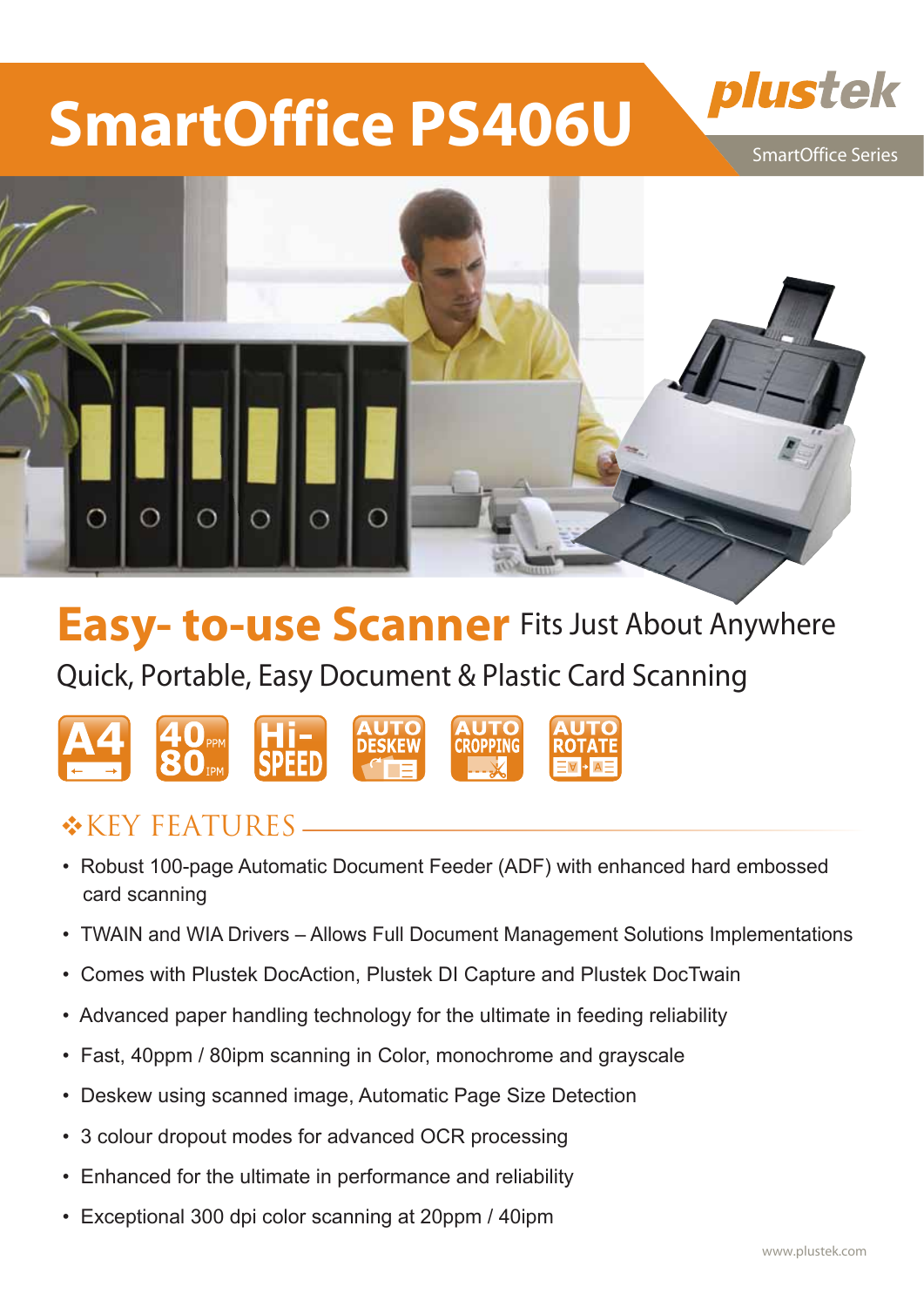# SmartOffice PS406U

plustek

SmartOffice Series

## Easy- to-use Scanner Fits Just About Anywhere

Quick, Portable, Easy Document & Plastic Card Scanning

A4 | 40 PPM 80 IPM | Hi-SPEED | AUTO DESKEW | AUTO CROPPING | AUTO ROTATE

### ❖KEY FEATURES

- Robust 100-page Automatic Document Feeder (ADF) with enhanced hard embossed card scanning
- TWAIN and WIA Drivers – Allows Full Document Management Solutions Implementations
- Comes with Plustek DocAction, Plustek DI Capture and Plustek DocTwain
- Advanced paper handling technology for the ultimate in feeding reliability
- Fast, 40ppm / 80ipm scanning in Color, monochrome and grayscale
- Deskew using scanned image, Automatic Page Size Detection
- 3 colour dropout modes for advanced OCR processing
- Enhanced for the ultimate in performance and reliability
- Exceptional 300 dpi color scanning at 20ppm / 40ipm

www.plustek.com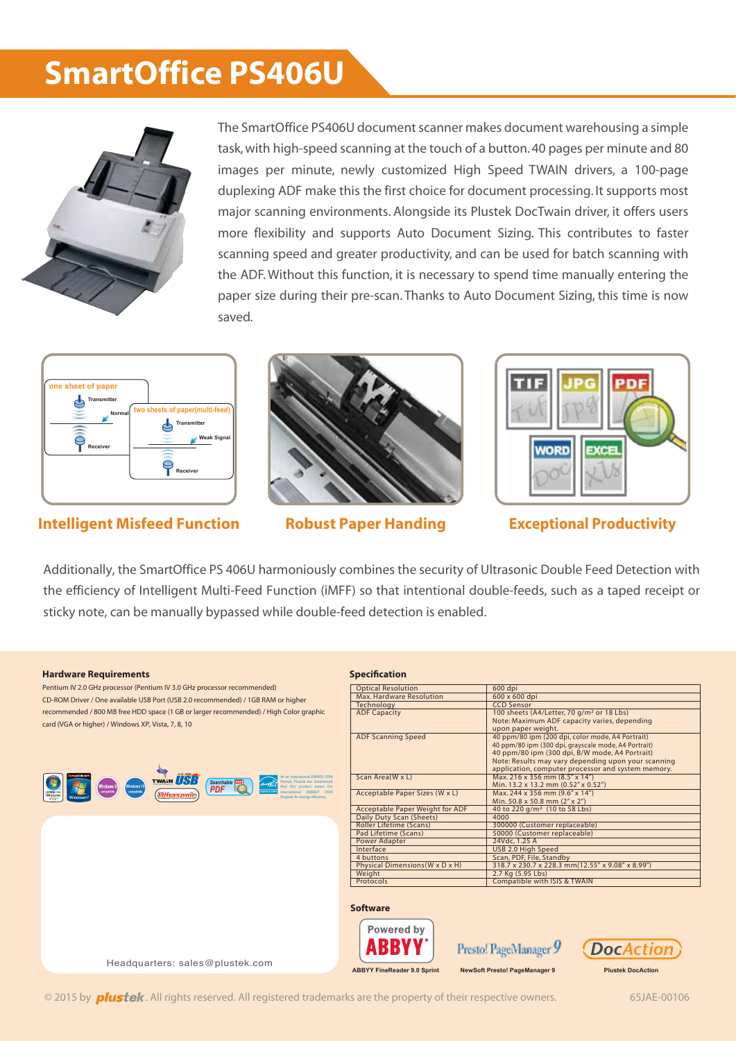# SmartOffice PS406U

The SmartOffice PS406U document scanner makes document warehousing a simple task, with high-speed scanning at the touch of a button. 40 pages per minute and 80 images per minute, newly customized High Speed TWAIN drivers, a 100-page duplexing ADF make this the first choice for document processing. It supports most major scanning environments. Alongside its Plustek DocTwain driver, it offers users more flexibility and supports Auto Document Sizing. This contributes to faster scanning speed and greater productivity, and can be used for batch scanning with the ADF. Without this function, it is necessary to spend time manually entering the paper size during their pre-scan. Thanks to Auto Document Sizing, this time is now saved.

one sheet of paper
Transmitter
Normal
Receiver

two sheets of paper(multi-feed)
Transmitter
Weak Signal
Receiver

**Intelligent Misfeed Function**

**Robust Paper Handing**

**Exceptional Productivity**

Additionally, the SmartOffice PS 406U harmoniously combines the security of Ultrasonic Double Feed Detection with the efficiency of Intelligent Multi-Feed Function (iMFF) so that intentional double-feeds, such as a taped receipt or sticky note, can be manually bypassed while double-feed detection is enabled.

### Hardware Requirements

Pentium IV 2.0 GHz processor (Pentium IV 3.0 GHz processor recommended)
CD-ROM Driver / One available USB Port (USB 2.0 recommended) / 1GB RAM or higher recommended / 800 MB free HDD space (1 GB or larger recommended) / High Color graphic card (VGA or higher) / Windows XP, Vista, 7, 8, 10

As an international ENERGY STAR Partner, Plustek has determined that this product meets the international ENERGY STAR Program for energy efficiency.

Headquarters: sales@plustek.com

### Specification

| | |
|---|---|
| Optical Resolution | 600 dpi |
| Max. Hardware Resolution | 600 x 600 dpi |
| Technology | CCD Sensor |
| ADF Capacity | 100 sheets (A4/Letter, 70 g/m² or 18 Lbs)<br>Note: Maximum ADF capacity varies, depending upon paper weight. |
| ADF Scanning Speed | 40 ppm/80 ipm (200 dpi, color mode, A4 Portrait)<br>40 ppm/80 ipm (300 dpi, grayscale mode, A4 Portrait)<br>40 ppm/80 ipm (300 dpi, B/W mode, A4 Portrait)<br>Note: Results may vary depending upon your scanning application, computer processor and system memory. |
| Scan Area(W x L) | Max. 216 x 356 mm (8.5" x 14")<br>Min. 13.2 x 13.2 mm (0.52" x 0.52") |
| Acceptable Paper Sizes (W x L) | Max. 244 x 356 mm (9.6" x 14")<br>Min. 50.8 x 50.8 mm (2" x 2") |
| Acceptable Paper Weight for ADF | 40 to 220 g/m² (10 to 58 Lbs) |
| Daily Duty Scan (Sheets) | 4000 |
| Roller Lifetime (Scans) | 300000 (Customer replaceable) |
| Pad Lifetime (Scans) | 50000 (Customer replaceable) |
| Power Adapter | 24Vdc, 1.25 A |
| Interface | USB 2.0 High Speed |
| 4 buttons | Scan, PDF, File, Standby |
| Physical Dimensions(W x D x H) | 318.7 x 230.7 x 228.3 mm(12.55" x 9.08" x 8.99") |
| Weight | 2.7 Kg (5.95 Lbs) |
| Protocols | Compatible with ISIS & TWAIN |

### Software

ABBYY FineReader 9.0 Sprint

NewSoft Presto! PageManager 9

Plustek DocAction

© 2015 by plustek. All rights reserved. All registered trademarks are the property of their respective owners.

65JAE-00106